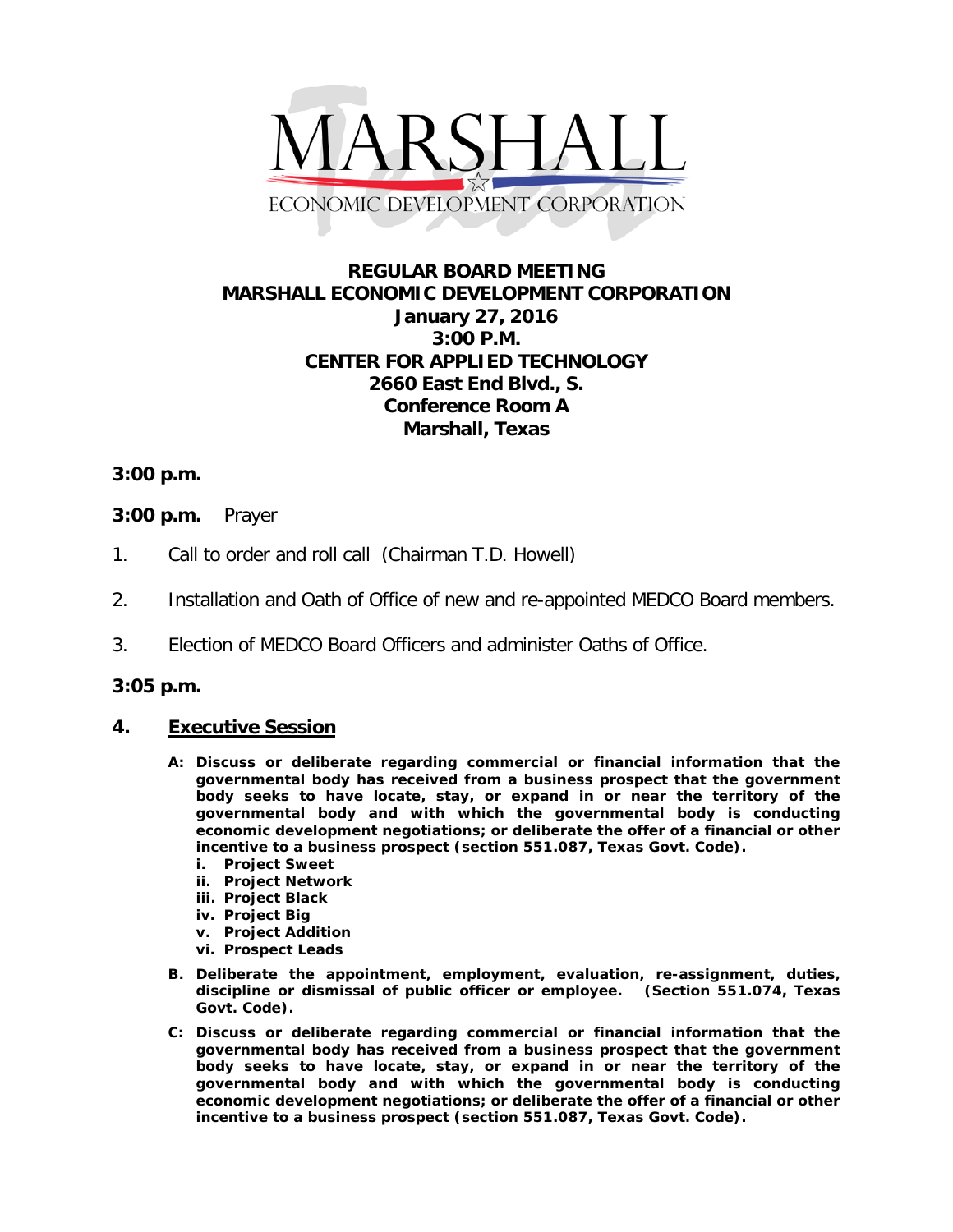MARSHALL

ECONOMIC DEVELOPMENT CORPORATION

# REGULAR BOARD MEETING
# MARSHALL ECONOMIC DEVELOPMENT CORPORATION
## January 27, 2016
## 3:00 P.M.
## CENTER FOR APPLIED TECHNOLOGY
## 2660 East End Blvd., S.
## Conference Room A
## Marshall, Texas

**3:00 p.m.**

**3:00 p.m.** Prayer

1. Call to order and roll call (Chairman T.D. Howell)

2. Installation and Oath of Office of new and re-appointed MEDCO Board members.

3. Election of MEDCO Board Officers and administer Oaths of Office.

**3:05 p.m.**

**4. <u>Executive Session</u>**

**A: Discuss or deliberate regarding commercial or financial information that the governmental body has received from a business prospect that the government body seeks to have locate, stay, or expand in or near the territory of the governmental body and with which the governmental body is conducting economic development negotiations; or deliberate the offer of a financial or other incentive to a business prospect (section 551.087, Texas Govt. Code).**

   **i. Project Sweet**
   **ii. Project Network**
   **iii. Project Black**
   **iv. Project Big**
   **v. Project Addition**
   **vi. Prospect Leads**

**B. Deliberate the appointment, employment, evaluation, re-assignment, duties, discipline or dismissal of public officer or employee. (Section 551.074, Texas Govt. Code).**

**C: Discuss or deliberate regarding commercial or financial information that the governmental body has received from a business prospect that the government body seeks to have locate, stay, or expand in or near the territory of the governmental body and with which the governmental body is conducting economic development negotiations; or deliberate the offer of a financial or other incentive to a business prospect (section 551.087, Texas Govt. Code).**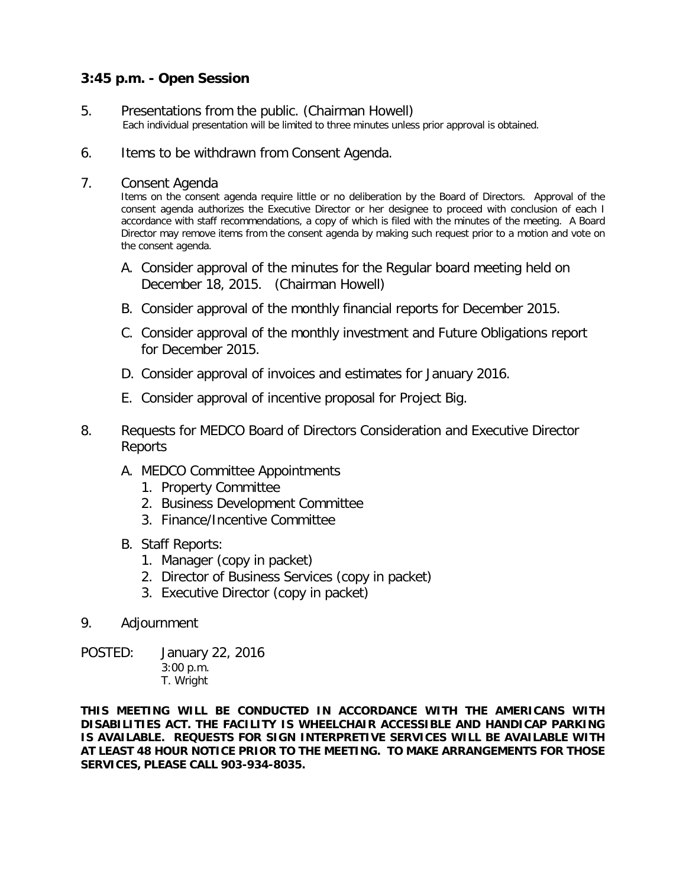**3:45 p.m. - Open Session**

5. Presentations from the public. (Chairman Howell)
   Each individual presentation will be limited to three minutes unless prior approval is obtained.

6. Items to be withdrawn from Consent Agenda.

7. Consent Agenda
   Items on the consent agenda require little or no deliberation by the Board of Directors. Approval of the consent agenda authorizes the Executive Director or her designee to proceed with conclusion of each I accordance with staff recommendations, a copy of which is filed with the minutes of the meeting. A Board Director may remove items from the consent agenda by making such request prior to a motion and vote on the consent agenda.

   A. Consider approval of the minutes for the Regular board meeting held on December 18, 2015. (Chairman Howell)

   B. Consider approval of the monthly financial reports for December 2015.

   C. Consider approval of the monthly investment and Future Obligations report for December 2015.

   D. Consider approval of invoices and estimates for January 2016.

   E. Consider approval of incentive proposal for Project Big.

8. Requests for MEDCO Board of Directors Consideration and Executive Director Reports

   A. MEDCO Committee Appointments
      1. Property Committee
      2. Business Development Committee
      3. Finance/Incentive Committee

   B. Staff Reports:
      1. Manager (copy in packet)
      2. Director of Business Services (copy in packet)
      3. Executive Director (copy in packet)

9. Adjournment

POSTED: January 22, 2016
3:00 p.m.
T. Wright

**THIS MEETING WILL BE CONDUCTED IN ACCORDANCE WITH THE AMERICANS WITH DISABILITIES ACT. THE FACILITY IS WHEELCHAIR ACCESSIBLE AND HANDICAP PARKING IS AVAILABLE. REQUESTS FOR SIGN INTERPRETIVE SERVICES WILL BE AVAILABLE WITH AT LEAST 48 HOUR NOTICE PRIOR TO THE MEETING. TO MAKE ARRANGEMENTS FOR THOSE SERVICES, PLEASE CALL 903-934-8035.**